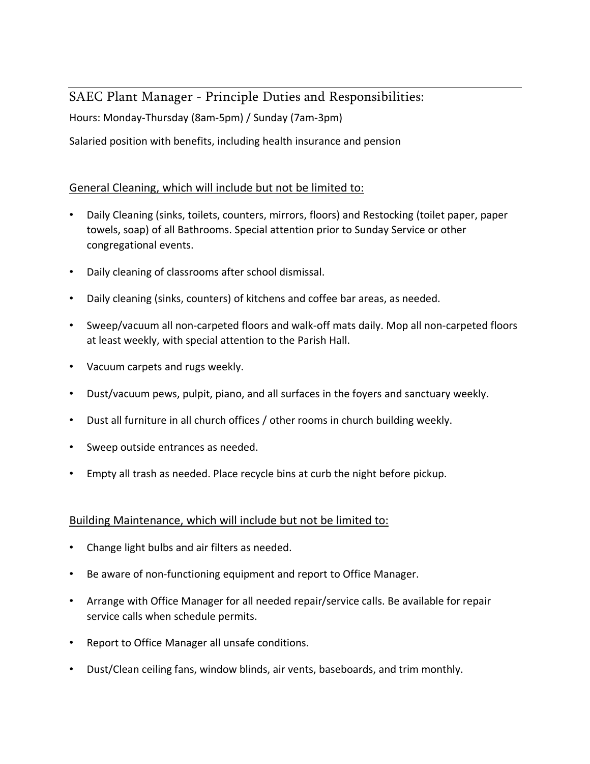## SAEC Plant Manager - Principle Duties and Responsibilities:

Hours: Monday-Thursday (8am-5pm) / Sunday (7am-3pm)

Salaried position with benefits, including health insurance and pension

### General Cleaning, which will include but not be limited to:

- Daily Cleaning (sinks, toilets, counters, mirrors, floors) and Restocking (toilet paper, paper towels, soap) of all Bathrooms. Special attention prior to Sunday Service or other congregational events.
- Daily cleaning of classrooms after school dismissal.
- Daily cleaning (sinks, counters) of kitchens and coffee bar areas, as needed.
- Sweep/vacuum all non-carpeted floors and walk-off mats daily. Mop all non-carpeted floors at least weekly, with special attention to the Parish Hall.
- Vacuum carpets and rugs weekly.
- Dust/vacuum pews, pulpit, piano, and all surfaces in the foyers and sanctuary weekly.
- Dust all furniture in all church offices / other rooms in church building weekly.
- Sweep outside entrances as needed.
- Empty all trash as needed. Place recycle bins at curb the night before pickup.

### Building Maintenance, which will include but not be limited to:

- Change light bulbs and air filters as needed.
- Be aware of non-functioning equipment and report to Office Manager.
- Arrange with Office Manager for all needed repair/service calls. Be available for repair service calls when schedule permits.
- Report to Office Manager all unsafe conditions.
- Dust/Clean ceiling fans, window blinds, air vents, baseboards, and trim monthly.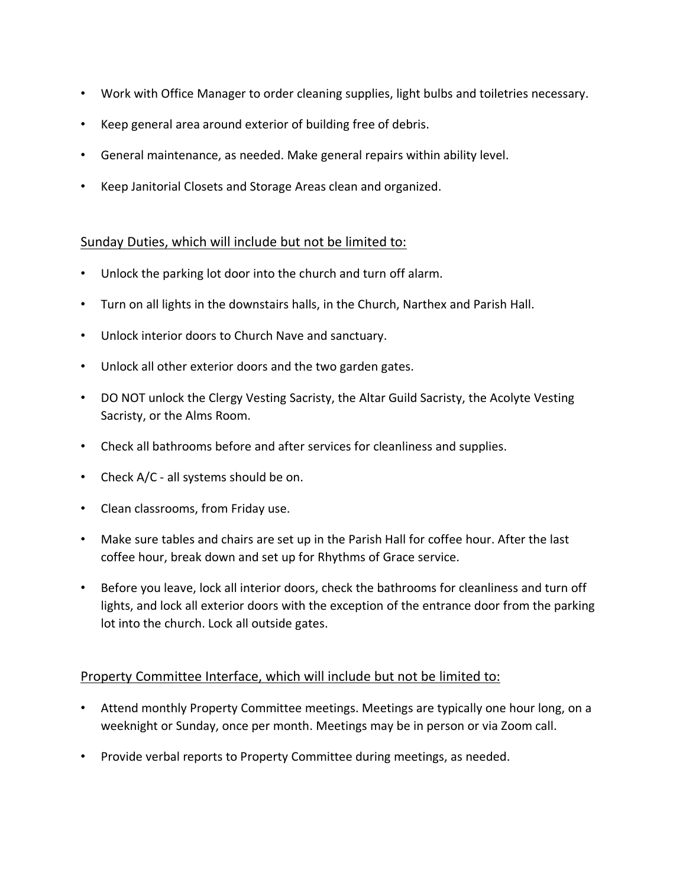- Work with Office Manager to order cleaning supplies, light bulbs and toiletries necessary.
- Keep general area around exterior of building free of debris.
- General maintenance, as needed. Make general repairs within ability level.
- Keep Janitorial Closets and Storage Areas clean and organized.

<u>Sunday Duties, which will include but not be limited to:</u>

- Unlock the parking lot door into the church and turn off alarm.
- Turn on all lights in the downstairs halls, in the Church, Narthex and Parish Hall.
- Unlock interior doors to Church Nave and sanctuary.
- Unlock all other exterior doors and the two garden gates.
- DO NOT unlock the Clergy Vesting Sacristy, the Altar Guild Sacristy, the Acolyte Vesting Sacristy, or the Alms Room.
- Check all bathrooms before and after services for cleanliness and supplies.
- Check A/C - all systems should be on.
- Clean classrooms, from Friday use.
- Make sure tables and chairs are set up in the Parish Hall for coffee hour. After the last coffee hour, break down and set up for Rhythms of Grace service.
- Before you leave, lock all interior doors, check the bathrooms for cleanliness and turn off lights, and lock all exterior doors with the exception of the entrance door from the parking lot into the church. Lock all outside gates.

<u>Property Committee Interface, which will include but not be limited to:</u>

- Attend monthly Property Committee meetings. Meetings are typically one hour long, on a weeknight or Sunday, once per month. Meetings may be in person or via Zoom call.
- Provide verbal reports to Property Committee during meetings, as needed.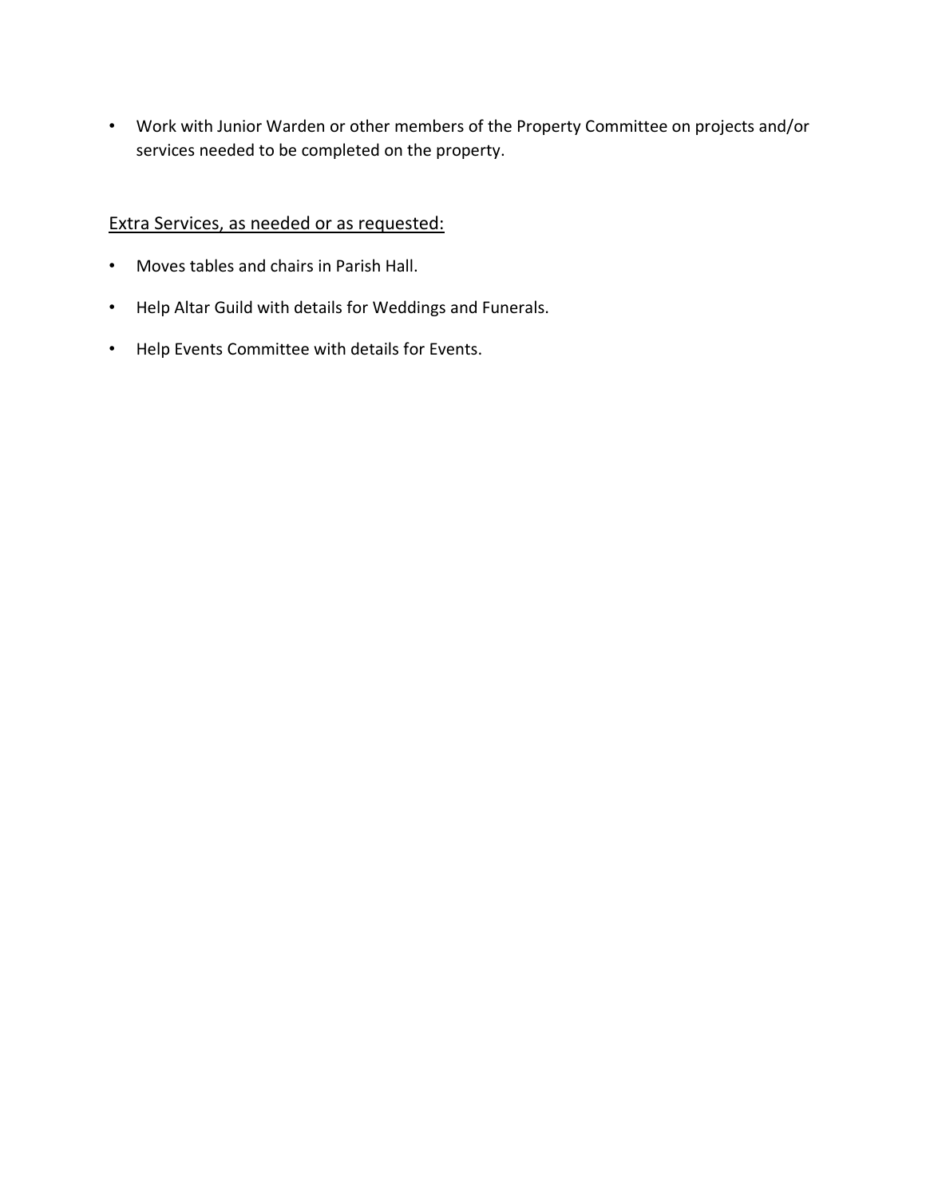- Work with Junior Warden or other members of the Property Committee on projects and/or services needed to be completed on the property.

<u>Extra Services, as needed or as requested:</u>

- Moves tables and chairs in Parish Hall.
- Help Altar Guild with details for Weddings and Funerals.
- Help Events Committee with details for Events.